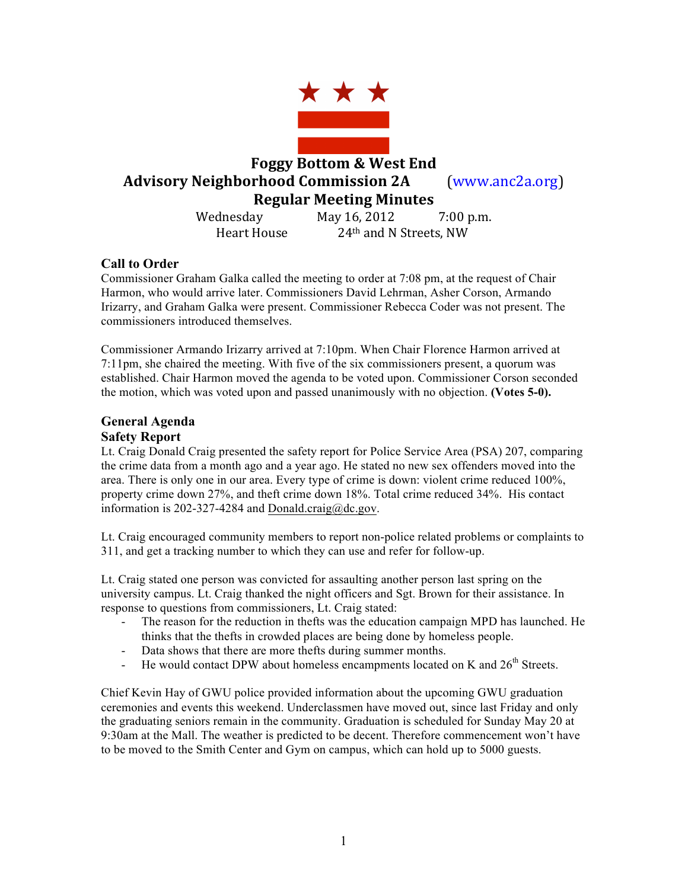# Foggy Bottom & West End
# Advisory Neighborhood Commission 2A (www.anc2a.org)
# Regular Meeting Minutes

Wednesday May 16, 2012 7:00 p.m.
Heart House 24th and N Streets, NW

## Call to Order

Commissioner Graham Galka called the meeting to order at 7:08 pm, at the request of Chair Harmon, who would arrive later. Commissioners David Lehrman, Asher Corson, Armando Irizarry, and Graham Galka were present. Commissioner Rebecca Coder was not present. The commissioners introduced themselves.

Commissioner Armando Irizarry arrived at 7:10pm. When Chair Florence Harmon arrived at 7:11pm, she chaired the meeting. With five of the six commissioners present, a quorum was established. Chair Harmon moved the agenda to be voted upon. Commissioner Corson seconded the motion, which was voted upon and passed unanimously with no objection. **(Votes 5-0).**

## General Agenda

### Safety Report

Lt. Craig Donald Craig presented the safety report for Police Service Area (PSA) 207, comparing the crime data from a month ago and a year ago. He stated no new sex offenders moved into the area. There is only one in our area. Every type of crime is down: violent crime reduced 100%, property crime down 27%, and theft crime down 18%. Total crime reduced 34%. His contact information is 202-327-4284 and Donald.craig@dc.gov.

Lt. Craig encouraged community members to report non-police related problems or complaints to 311, and get a tracking number to which they can use and refer for follow-up.

Lt. Craig stated one person was convicted for assaulting another person last spring on the university campus. Lt. Craig thanked the night officers and Sgt. Brown for their assistance. In response to questions from commissioners, Lt. Craig stated:

- The reason for the reduction in thefts was the education campaign MPD has launched. He thinks that the thefts in crowded places are being done by homeless people.
- Data shows that there are more thefts during summer months.
- He would contact DPW about homeless encampments located on K and 26th Streets.

Chief Kevin Hay of GWU police provided information about the upcoming GWU graduation ceremonies and events this weekend. Underclassmen have moved out, since last Friday and only the graduating seniors remain in the community. Graduation is scheduled for Sunday May 20 at 9:30am at the Mall. The weather is predicted to be decent. Therefore commencement won't have to be moved to the Smith Center and Gym on campus, which can hold up to 5000 guests.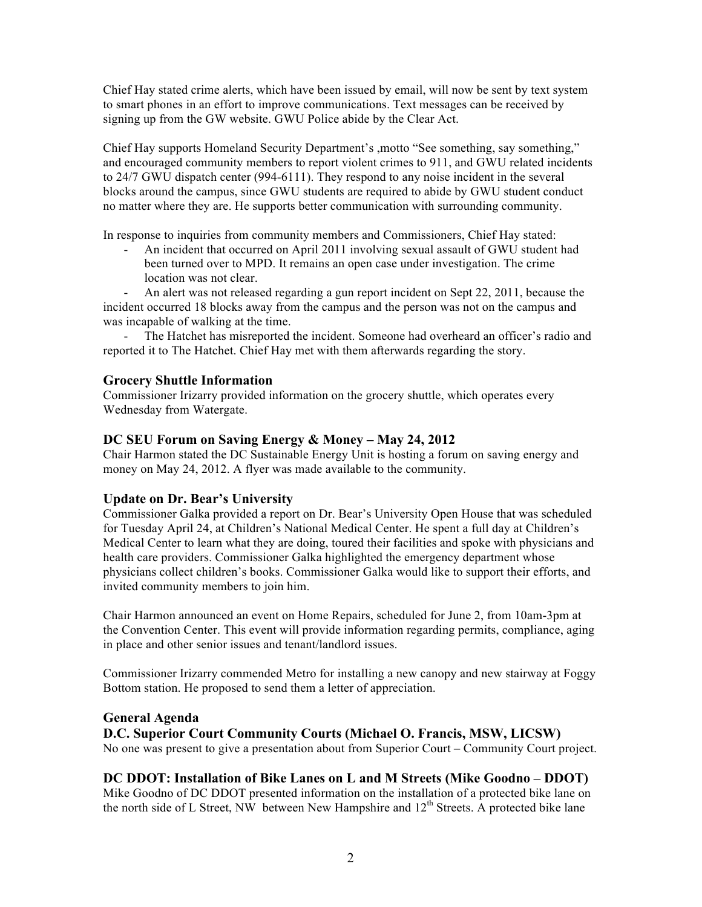Chief Hay stated crime alerts, which have been issued by email, will now be sent by text system to smart phones in an effort to improve communications. Text messages can be received by signing up from the GW website. GWU Police abide by the Clear Act.

Chief Hay supports Homeland Security Department's ,motto "See something, say something," and encouraged community members to report violent crimes to 911, and GWU related incidents to 24/7 GWU dispatch center (994-6111). They respond to any noise incident in the several blocks around the campus, since GWU students are required to abide by GWU student conduct no matter where they are. He supports better communication with surrounding community.

In response to inquiries from community members and Commissioners, Chief Hay stated:

- An incident that occurred on April 2011 involving sexual assault of GWU student had been turned over to MPD. It remains an open case under investigation. The crime location was not clear.
- An alert was not released regarding a gun report incident on Sept 22, 2011, because the incident occurred 18 blocks away from the campus and the person was not on the campus and was incapable of walking at the time.
- The Hatchet has misreported the incident. Someone had overheard an officer's radio and reported it to The Hatchet. Chief Hay met with them afterwards regarding the story.

### Grocery Shuttle Information

Commissioner Irizarry provided information on the grocery shuttle, which operates every Wednesday from Watergate.

### DC SEU Forum on Saving Energy & Money – May 24, 2012

Chair Harmon stated the DC Sustainable Energy Unit is hosting a forum on saving energy and money on May 24, 2012. A flyer was made available to the community.

### Update on Dr. Bear's University

Commissioner Galka provided a report on Dr. Bear's University Open House that was scheduled for Tuesday April 24, at Children's National Medical Center. He spent a full day at Children's Medical Center to learn what they are doing, toured their facilities and spoke with physicians and health care providers. Commissioner Galka highlighted the emergency department whose physicians collect children's books. Commissioner Galka would like to support their efforts, and invited community members to join him.

Chair Harmon announced an event on Home Repairs, scheduled for June 2, from 10am-3pm at the Convention Center. This event will provide information regarding permits, compliance, aging in place and other senior issues and tenant/landlord issues.

Commissioner Irizarry commended Metro for installing a new canopy and new stairway at Foggy Bottom station. He proposed to send them a letter of appreciation.

### General Agenda

### D.C. Superior Court Community Courts (Michael O. Francis, MSW, LICSW)

No one was present to give a presentation about from Superior Court – Community Court project.

### DC DDOT: Installation of Bike Lanes on L and M Streets (Mike Goodno – DDOT)

Mike Goodno of DC DDOT presented information on the installation of a protected bike lane on the north side of L Street, NW between New Hampshire and 12th Streets. A protected bike lane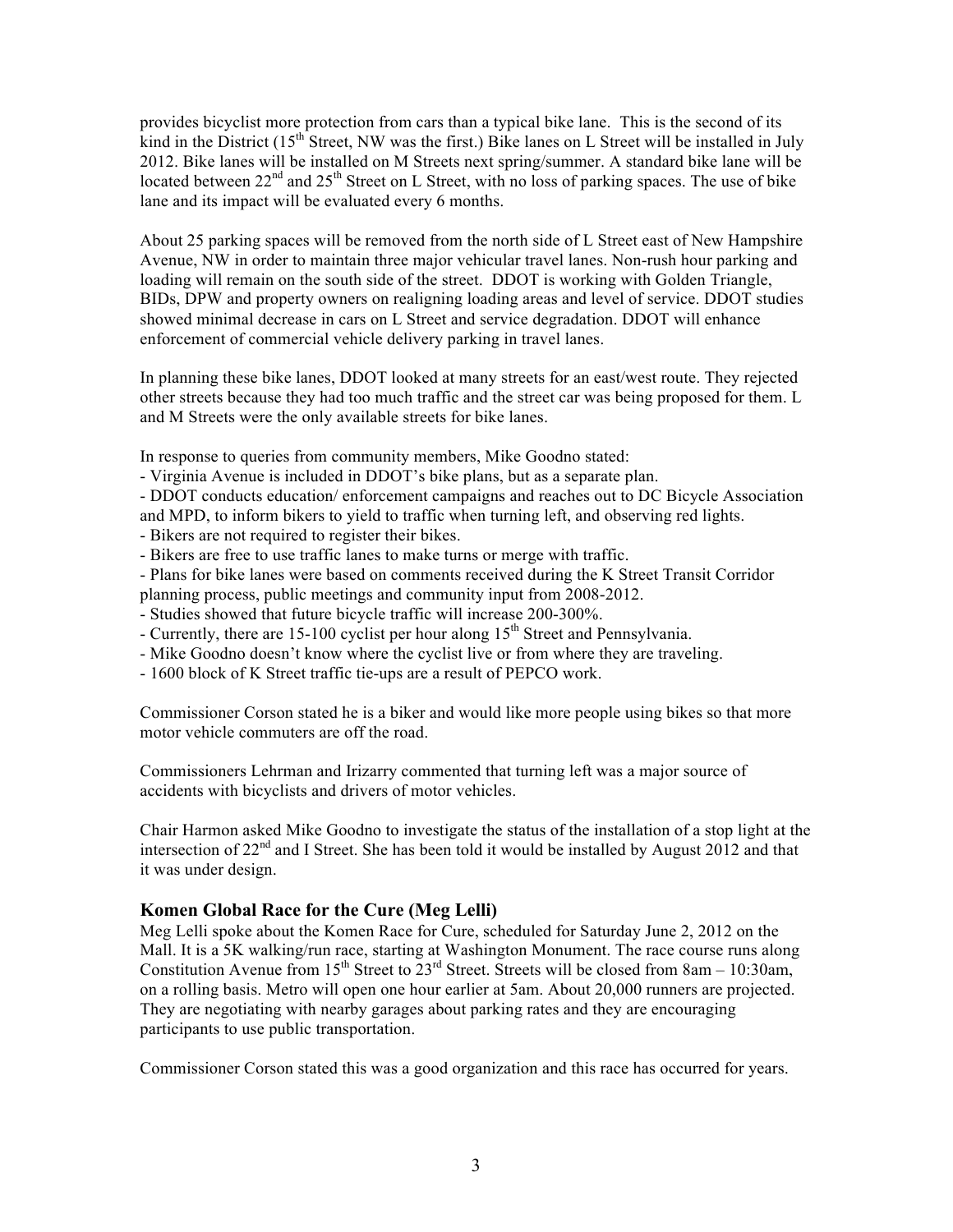provides bicyclist more protection from cars than a typical bike lane. This is the second of its kind in the District (15th Street, NW was the first.) Bike lanes on L Street will be installed in July 2012. Bike lanes will be installed on M Streets next spring/summer. A standard bike lane will be located between 22nd and 25th Street on L Street, with no loss of parking spaces. The use of bike lane and its impact will be evaluated every 6 months.

About 25 parking spaces will be removed from the north side of L Street east of New Hampshire Avenue, NW in order to maintain three major vehicular travel lanes. Non-rush hour parking and loading will remain on the south side of the street. DDOT is working with Golden Triangle, BIDs, DPW and property owners on realigning loading areas and level of service. DDOT studies showed minimal decrease in cars on L Street and service degradation. DDOT will enhance enforcement of commercial vehicle delivery parking in travel lanes.

In planning these bike lanes, DDOT looked at many streets for an east/west route. They rejected other streets because they had too much traffic and the street car was being proposed for them. L and M Streets were the only available streets for bike lanes.

In response to queries from community members, Mike Goodno stated:

- Virginia Avenue is included in DDOT's bike plans, but as a separate plan.
- DDOT conducts education/ enforcement campaigns and reaches out to DC Bicycle Association and MPD, to inform bikers to yield to traffic when turning left, and observing red lights.
- Bikers are not required to register their bikes.
- Bikers are free to use traffic lanes to make turns or merge with traffic.
- Plans for bike lanes were based on comments received during the K Street Transit Corridor planning process, public meetings and community input from 2008-2012.
- Studies showed that future bicycle traffic will increase 200-300%.
- Currently, there are 15-100 cyclist per hour along 15th Street and Pennsylvania.
- Mike Goodno doesn't know where the cyclist live or from where they are traveling.
- 1600 block of K Street traffic tie-ups are a result of PEPCO work.

Commissioner Corson stated he is a biker and would like more people using bikes so that more motor vehicle commuters are off the road.

Commissioners Lehrman and Irizarry commented that turning left was a major source of accidents with bicyclists and drivers of motor vehicles.

Chair Harmon asked Mike Goodno to investigate the status of the installation of a stop light at the intersection of 22nd and I Street. She has been told it would be installed by August 2012 and that it was under design.

## Komen Global Race for the Cure (Meg Lelli)

Meg Lelli spoke about the Komen Race for Cure, scheduled for Saturday June 2, 2012 on the Mall. It is a 5K walking/run race, starting at Washington Monument. The race course runs along Constitution Avenue from 15th Street to 23rd Street. Streets will be closed from 8am – 10:30am, on a rolling basis. Metro will open one hour earlier at 5am. About 20,000 runners are projected. They are negotiating with nearby garages about parking rates and they are encouraging participants to use public transportation.

Commissioner Corson stated this was a good organization and this race has occurred for years.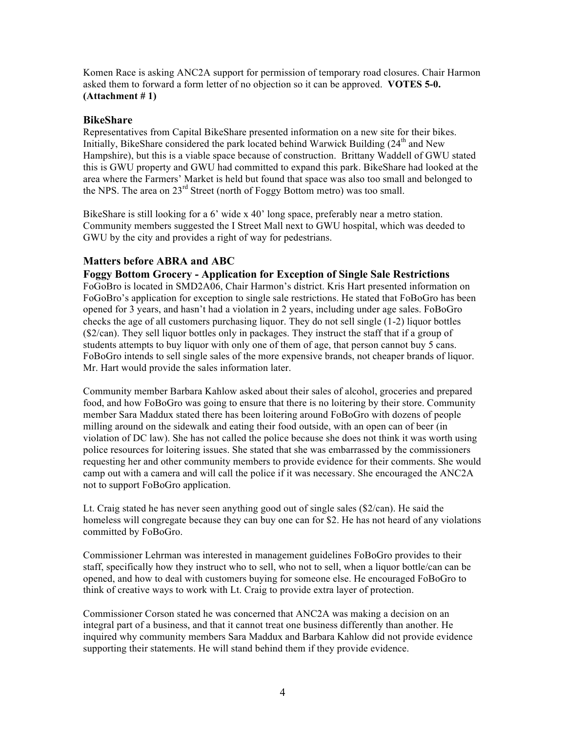Komen Race is asking ANC2A support for permission of temporary road closures. Chair Harmon asked them to forward a form letter of no objection so it can be approved. **VOTES 5-0. (Attachment # 1)**

### BikeShare

Representatives from Capital BikeShare presented information on a new site for their bikes. Initially, BikeShare considered the park located behind Warwick Building (24th and New Hampshire), but this is a viable space because of construction. Brittany Waddell of GWU stated this is GWU property and GWU had committed to expand this park. BikeShare had looked at the area where the Farmers' Market is held but found that space was also too small and belonged to the NPS. The area on 23rd Street (north of Foggy Bottom metro) was too small.

BikeShare is still looking for a 6' wide x 40' long space, preferably near a metro station. Community members suggested the I Street Mall next to GWU hospital, which was deeded to GWU by the city and provides a right of way for pedestrians.

### Matters before ABRA and ABC

**Foggy Bottom Grocery - Application for Exception of Single Sale Restrictions**

FoGoBro is located in SMD2A06, Chair Harmon's district. Kris Hart presented information on FoGoBro's application for exception to single sale restrictions. He stated that FoBoGro has been opened for 3 years, and hasn't had a violation in 2 years, including under age sales. FoBoGro checks the age of all customers purchasing liquor. They do not sell single (1-2) liquor bottles ($2/can). They sell liquor bottles only in packages. They instruct the staff that if a group of students attempts to buy liquor with only one of them of age, that person cannot buy 5 cans. FoBoGro intends to sell single sales of the more expensive brands, not cheaper brands of liquor. Mr. Hart would provide the sales information later.

Community member Barbara Kahlow asked about their sales of alcohol, groceries and prepared food, and how FoBoGro was going to ensure that there is no loitering by their store. Community member Sara Maddux stated there has been loitering around FoBoGro with dozens of people milling around on the sidewalk and eating their food outside, with an open can of beer (in violation of DC law). She has not called the police because she does not think it was worth using police resources for loitering issues. She stated that she was embarrassed by the commissioners requesting her and other community members to provide evidence for their comments. She would camp out with a camera and will call the police if it was necessary. She encouraged the ANC2A not to support FoBoGro application.

Lt. Craig stated he has never seen anything good out of single sales ($2/can). He said the homeless will congregate because they can buy one can for $2. He has not heard of any violations committed by FoBoGro.

Commissioner Lehrman was interested in management guidelines FoBoGro provides to their staff, specifically how they instruct who to sell, who not to sell, when a liquor bottle/can can be opened, and how to deal with customers buying for someone else. He encouraged FoBoGro to think of creative ways to work with Lt. Craig to provide extra layer of protection.

Commissioner Corson stated he was concerned that ANC2A was making a decision on an integral part of a business, and that it cannot treat one business differently than another. He inquired why community members Sara Maddux and Barbara Kahlow did not provide evidence supporting their statements. He will stand behind them if they provide evidence.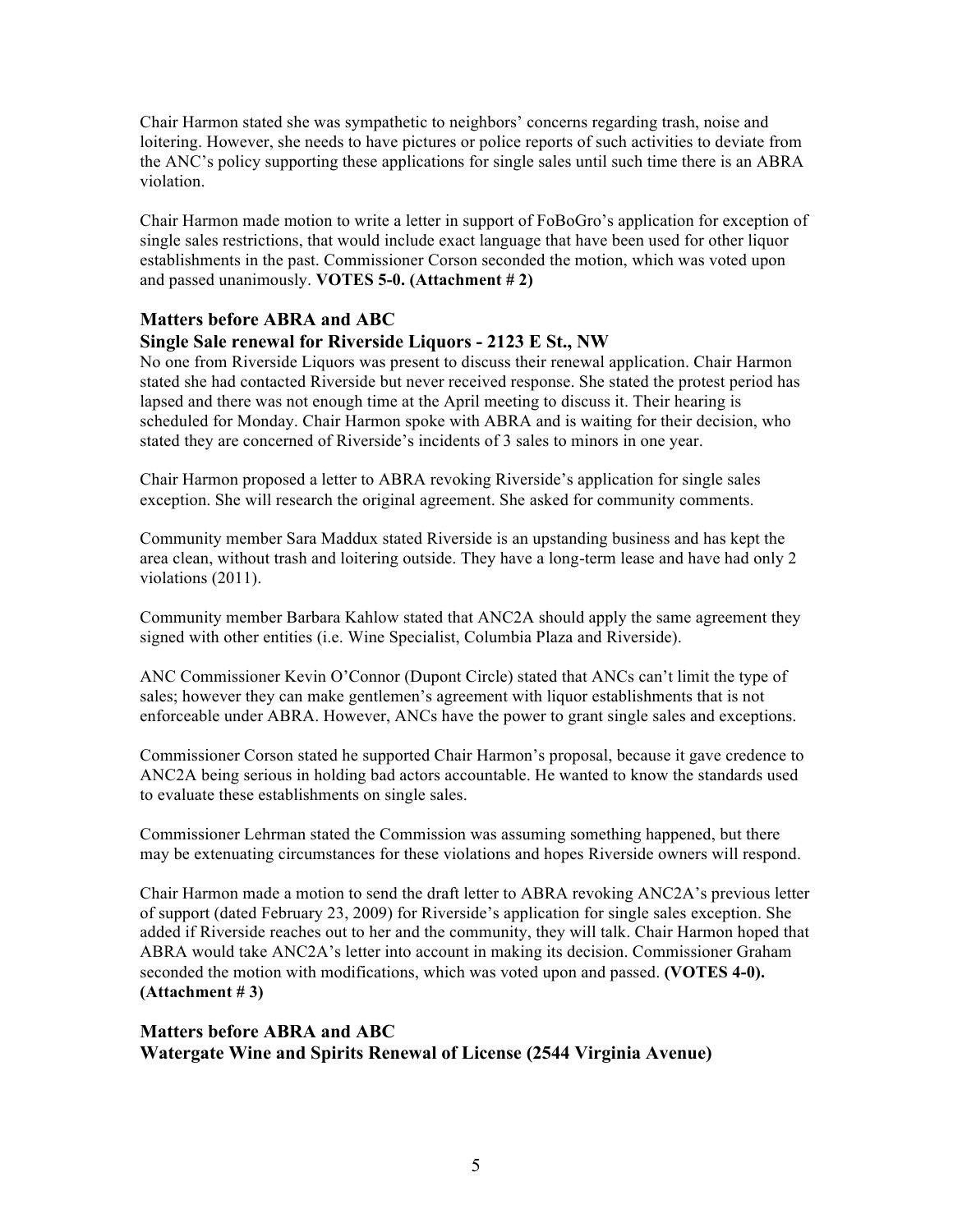Chair Harmon stated she was sympathetic to neighbors' concerns regarding trash, noise and loitering. However, she needs to have pictures or police reports of such activities to deviate from the ANC's policy supporting these applications for single sales until such time there is an ABRA violation.

Chair Harmon made motion to write a letter in support of FoBoGro's application for exception of single sales restrictions, that would include exact language that have been used for other liquor establishments in the past. Commissioner Corson seconded the motion, which was voted upon and passed unanimously. **VOTES 5-0. (Attachment # 2)**

### Matters before ABRA and ABC
### Single Sale renewal for Riverside Liquors - 2123 E St., NW

No one from Riverside Liquors was present to discuss their renewal application. Chair Harmon stated she had contacted Riverside but never received response. She stated the protest period has lapsed and there was not enough time at the April meeting to discuss it. Their hearing is scheduled for Monday. Chair Harmon spoke with ABRA and is waiting for their decision, who stated they are concerned of Riverside's incidents of 3 sales to minors in one year.

Chair Harmon proposed a letter to ABRA revoking Riverside's application for single sales exception. She will research the original agreement. She asked for community comments.

Community member Sara Maddux stated Riverside is an upstanding business and has kept the area clean, without trash and loitering outside. They have a long-term lease and have had only 2 violations (2011).

Community member Barbara Kahlow stated that ANC2A should apply the same agreement they signed with other entities (i.e. Wine Specialist, Columbia Plaza and Riverside).

ANC Commissioner Kevin O'Connor (Dupont Circle) stated that ANCs can't limit the type of sales; however they can make gentlemen's agreement with liquor establishments that is not enforceable under ABRA. However, ANCs have the power to grant single sales and exceptions.

Commissioner Corson stated he supported Chair Harmon's proposal, because it gave credence to ANC2A being serious in holding bad actors accountable. He wanted to know the standards used to evaluate these establishments on single sales.

Commissioner Lehrman stated the Commission was assuming something happened, but there may be extenuating circumstances for these violations and hopes Riverside owners will respond.

Chair Harmon made a motion to send the draft letter to ABRA revoking ANC2A's previous letter of support (dated February 23, 2009) for Riverside's application for single sales exception. She added if Riverside reaches out to her and the community, they will talk. Chair Harmon hoped that ABRA would take ANC2A's letter into account in making its decision. Commissioner Graham seconded the motion with modifications, which was voted upon and passed. **(VOTES 4-0). (Attachment # 3)**

### Matters before ABRA and ABC
### Watergate Wine and Spirits Renewal of License (2544 Virginia Avenue)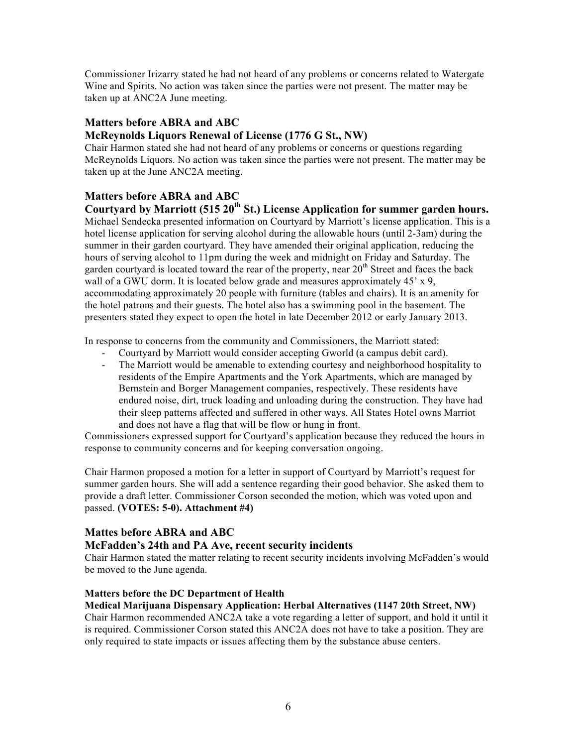Commissioner Irizarry stated he had not heard of any problems or concerns related to Watergate Wine and Spirits. No action was taken since the parties were not present. The matter may be taken up at ANC2A June meeting.

### Matters before ABRA and ABC
### McReynolds Liquors Renewal of License (1776 G St., NW)

Chair Harmon stated she had not heard of any problems or concerns or questions regarding McReynolds Liquors. No action was taken since the parties were not present. The matter may be taken up at the June ANC2A meeting.

### Matters before ABRA and ABC
### Courtyard by Marriott (515 20th St.) License Application for summer garden hours.

Michael Sendecka presented information on Courtyard by Marriott's license application. This is a hotel license application for serving alcohol during the allowable hours (until 2-3am) during the summer in their garden courtyard. They have amended their original application, reducing the hours of serving alcohol to 11pm during the week and midnight on Friday and Saturday. The garden courtyard is located toward the rear of the property, near 20th Street and faces the back wall of a GWU dorm. It is located below grade and measures approximately 45' x 9, accommodating approximately 20 people with furniture (tables and chairs). It is an amenity for the hotel patrons and their guests. The hotel also has a swimming pool in the basement. The presenters stated they expect to open the hotel in late December 2012 or early January 2013.

In response to concerns from the community and Commissioners, the Marriott stated:

- Courtyard by Marriott would consider accepting Gworld (a campus debit card).
- The Marriott would be amenable to extending courtesy and neighborhood hospitality to residents of the Empire Apartments and the York Apartments, which are managed by Bernstein and Borger Management companies, respectively. These residents have endured noise, dirt, truck loading and unloading during the construction. They have had their sleep patterns affected and suffered in other ways. All States Hotel owns Marriot and does not have a flag that will be flow or hung in front.

Commissioners expressed support for Courtyard's application because they reduced the hours in response to community concerns and for keeping conversation ongoing.

Chair Harmon proposed a motion for a letter in support of Courtyard by Marriott's request for summer garden hours. She will add a sentence regarding their good behavior. She asked them to provide a draft letter. Commissioner Corson seconded the motion, which was voted upon and passed. **(VOTES: 5-0). Attachment #4)**

### Mattes before ABRA and ABC
### McFadden's 24th and PA Ave, recent security incidents

Chair Harmon stated the matter relating to recent security incidents involving McFadden's would be moved to the June agenda.

#### Matters before the DC Department of Health
#### Medical Marijuana Dispensary Application: Herbal Alternatives (1147 20th Street, NW)

Chair Harmon recommended ANC2A take a vote regarding a letter of support, and hold it until it is required. Commissioner Corson stated this ANC2A does not have to take a position. They are only required to state impacts or issues affecting them by the substance abuse centers.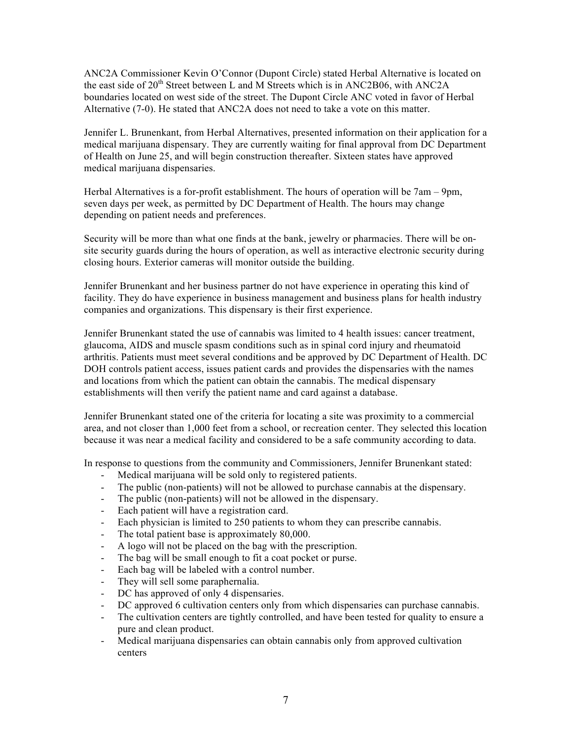ANC2A Commissioner Kevin O'Connor (Dupont Circle) stated Herbal Alternative is located on the east side of 20th Street between L and M Streets which is in ANC2B06, with ANC2A boundaries located on west side of the street. The Dupont Circle ANC voted in favor of Herbal Alternative (7-0). He stated that ANC2A does not need to take a vote on this matter.

Jennifer L. Brunenkant, from Herbal Alternatives, presented information on their application for a medical marijuana dispensary. They are currently waiting for final approval from DC Department of Health on June 25, and will begin construction thereafter. Sixteen states have approved medical marijuana dispensaries.

Herbal Alternatives is a for-profit establishment. The hours of operation will be 7am – 9pm, seven days per week, as permitted by DC Department of Health. The hours may change depending on patient needs and preferences.

Security will be more than what one finds at the bank, jewelry or pharmacies. There will be on-site security guards during the hours of operation, as well as interactive electronic security during closing hours. Exterior cameras will monitor outside the building.

Jennifer Brunenkant and her business partner do not have experience in operating this kind of facility. They do have experience in business management and business plans for health industry companies and organizations. This dispensary is their first experience.

Jennifer Brunenkant stated the use of cannabis was limited to 4 health issues: cancer treatment, glaucoma, AIDS and muscle spasm conditions such as in spinal cord injury and rheumatoid arthritis. Patients must meet several conditions and be approved by DC Department of Health. DC DOH controls patient access, issues patient cards and provides the dispensaries with the names and locations from which the patient can obtain the cannabis. The medical dispensary establishments will then verify the patient name and card against a database.

Jennifer Brunenkant stated one of the criteria for locating a site was proximity to a commercial area, and not closer than 1,000 feet from a school, or recreation center. They selected this location because it was near a medical facility and considered to be a safe community according to data.

In response to questions from the community and Commissioners, Jennifer Brunenkant stated:

- Medical marijuana will be sold only to registered patients.
- The public (non-patients) will not be allowed to purchase cannabis at the dispensary.
- The public (non-patients) will not be allowed in the dispensary.
- Each patient will have a registration card.
- Each physician is limited to 250 patients to whom they can prescribe cannabis.
- The total patient base is approximately 80,000.
- A logo will not be placed on the bag with the prescription.
- The bag will be small enough to fit a coat pocket or purse.
- Each bag will be labeled with a control number.
- They will sell some paraphernalia.
- DC has approved of only 4 dispensaries.
- DC approved 6 cultivation centers only from which dispensaries can purchase cannabis.
- The cultivation centers are tightly controlled, and have been tested for quality to ensure a pure and clean product.
- Medical marijuana dispensaries can obtain cannabis only from approved cultivation centers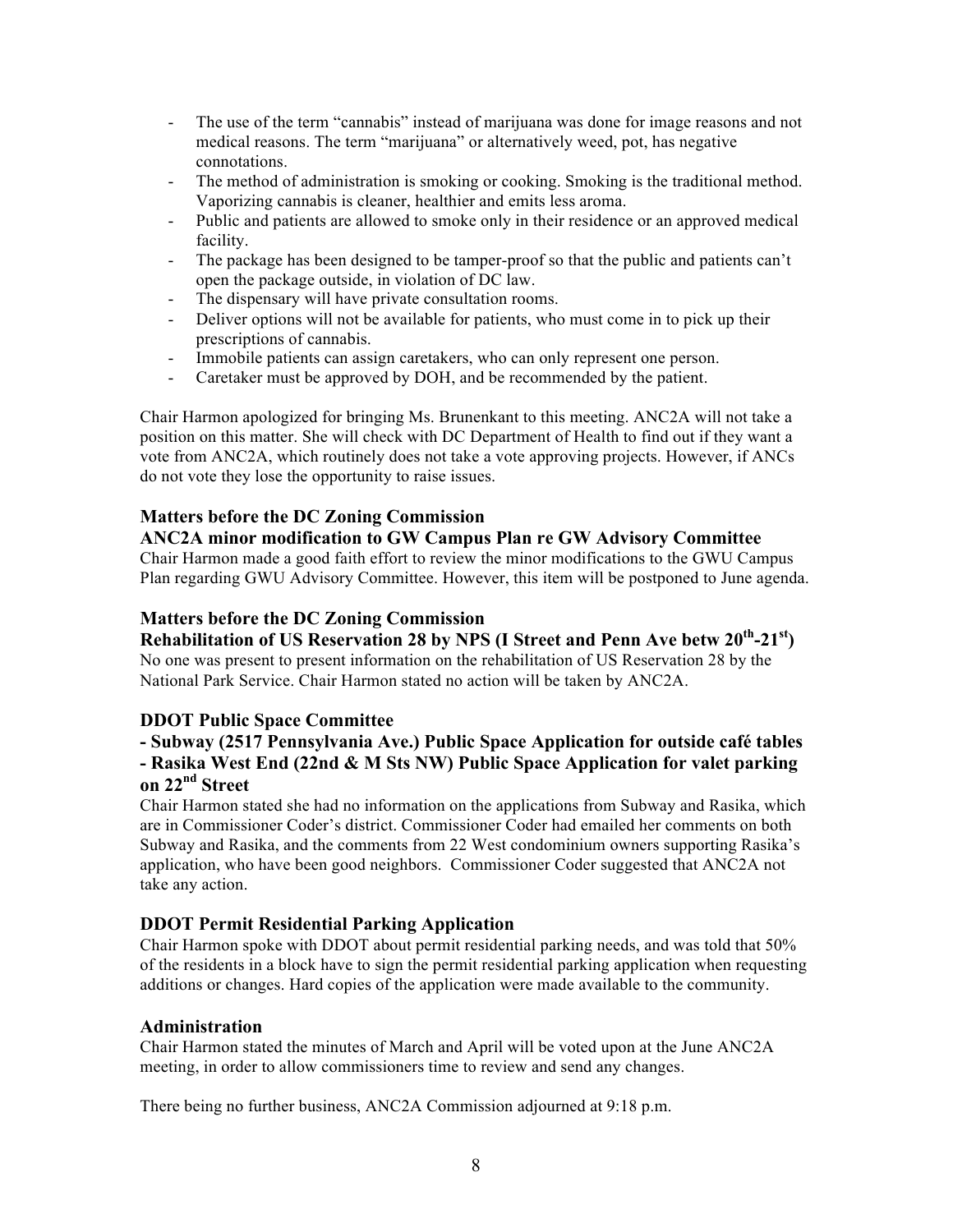- The use of the term "cannabis" instead of marijuana was done for image reasons and not medical reasons. The term "marijuana" or alternatively weed, pot, has negative connotations.
- The method of administration is smoking or cooking. Smoking is the traditional method. Vaporizing cannabis is cleaner, healthier and emits less aroma.
- Public and patients are allowed to smoke only in their residence or an approved medical facility.
- The package has been designed to be tamper-proof so that the public and patients can't open the package outside, in violation of DC law.
- The dispensary will have private consultation rooms.
- Deliver options will not be available for patients, who must come in to pick up their prescriptions of cannabis.
- Immobile patients can assign caretakers, who can only represent one person.
- Caretaker must be approved by DOH, and be recommended by the patient.

Chair Harmon apologized for bringing Ms. Brunenkant to this meeting. ANC2A will not take a position on this matter. She will check with DC Department of Health to find out if they want a vote from ANC2A, which routinely does not take a vote approving projects. However, if ANCs do not vote they lose the opportunity to raise issues.

### Matters before the DC Zoning Commission
### ANC2A minor modification to GW Campus Plan re GW Advisory Committee

Chair Harmon made a good faith effort to review the minor modifications to the GWU Campus Plan regarding GWU Advisory Committee. However, this item will be postponed to June agenda.

### Matters before the DC Zoning Commission
### Rehabilitation of US Reservation 28 by NPS (I Street and Penn Ave betw 20th-21st)

No one was present to present information on the rehabilitation of US Reservation 28 by the National Park Service. Chair Harmon stated no action will be taken by ANC2A.

### DDOT Public Space Committee
### - Subway (2517 Pennsylvania Ave.) Public Space Application for outside café tables
### - Rasika West End (22nd & M Sts NW) Public Space Application for valet parking on 22nd Street

Chair Harmon stated she had no information on the applications from Subway and Rasika, which are in Commissioner Coder's district. Commissioner Coder had emailed her comments on both Subway and Rasika, and the comments from 22 West condominium owners supporting Rasika's application, who have been good neighbors. Commissioner Coder suggested that ANC2A not take any action.

### DDOT Permit Residential Parking Application

Chair Harmon spoke with DDOT about permit residential parking needs, and was told that 50% of the residents in a block have to sign the permit residential parking application when requesting additions or changes. Hard copies of the application were made available to the community.

### Administration

Chair Harmon stated the minutes of March and April will be voted upon at the June ANC2A meeting, in order to allow commissioners time to review and send any changes.

There being no further business, ANC2A Commission adjourned at 9:18 p.m.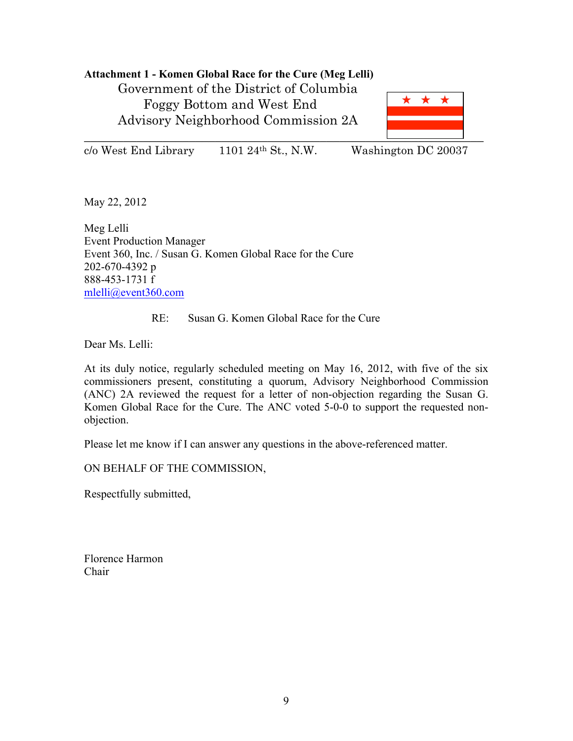**Attachment 1 - Komen Global Race for the Cure (Meg Lelli)**

Government of the District of Columbia
Foggy Bottom and West End
Advisory Neighborhood Commission 2A

c/o West End Library 1101 24th St., N.W. Washington DC 20037

May 22, 2012

Meg Lelli
Event Production Manager
Event 360, Inc. / Susan G. Komen Global Race for the Cure
202-670-4392 p
888-453-1731 f
mlelli@event360.com

RE: Susan G. Komen Global Race for the Cure

Dear Ms. Lelli:

At its duly notice, regularly scheduled meeting on May 16, 2012, with five of the six commissioners present, constituting a quorum, Advisory Neighborhood Commission (ANC) 2A reviewed the request for a letter of non-objection regarding the Susan G. Komen Global Race for the Cure. The ANC voted 5-0-0 to support the requested non-objection.

Please let me know if I can answer any questions in the above-referenced matter.

ON BEHALF OF THE COMMISSION,

Respectfully submitted,

Florence Harmon
Chair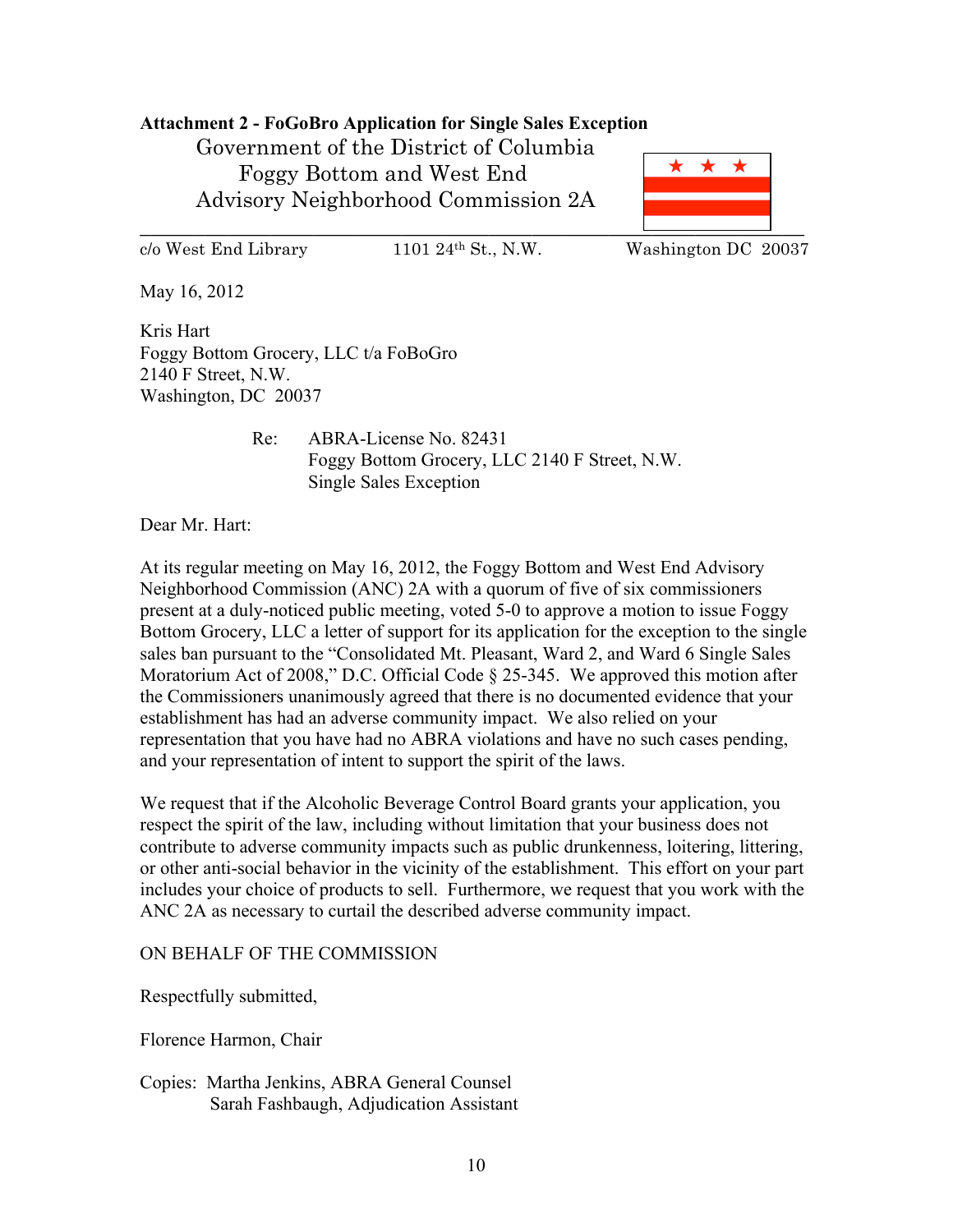**Attachment 2 - FoGoBro Application for Single Sales Exception**

Government of the District of Columbia
Foggy Bottom and West End
Advisory Neighborhood Commission 2A

c/o West End Library 1101 24th St., N.W. Washington DC 20037

May 16, 2012

Kris Hart
Foggy Bottom Grocery, LLC t/a FoBoGro
2140 F Street, N.W.
Washington, DC 20037

Re: ABRA-License No. 82431
Foggy Bottom Grocery, LLC 2140 F Street, N.W.
Single Sales Exception

Dear Mr. Hart:

At its regular meeting on May 16, 2012, the Foggy Bottom and West End Advisory Neighborhood Commission (ANC) 2A with a quorum of five of six commissioners present at a duly-noticed public meeting, voted 5-0 to approve a motion to issue Foggy Bottom Grocery, LLC a letter of support for its application for the exception to the single sales ban pursuant to the "Consolidated Mt. Pleasant, Ward 2, and Ward 6 Single Sales Moratorium Act of 2008," D.C. Official Code § 25-345. We approved this motion after the Commissioners unanimously agreed that there is no documented evidence that your establishment has had an adverse community impact. We also relied on your representation that you have had no ABRA violations and have no such cases pending, and your representation of intent to support the spirit of the laws.

We request that if the Alcoholic Beverage Control Board grants your application, you respect the spirit of the law, including without limitation that your business does not contribute to adverse community impacts such as public drunkenness, loitering, littering, or other anti-social behavior in the vicinity of the establishment. This effort on your part includes your choice of products to sell. Furthermore, we request that you work with the ANC 2A as necessary to curtail the described adverse community impact.

ON BEHALF OF THE COMMISSION

Respectfully submitted,

Florence Harmon, Chair

Copies: Martha Jenkins, ABRA General Counsel
Sarah Fashbaugh, Adjudication Assistant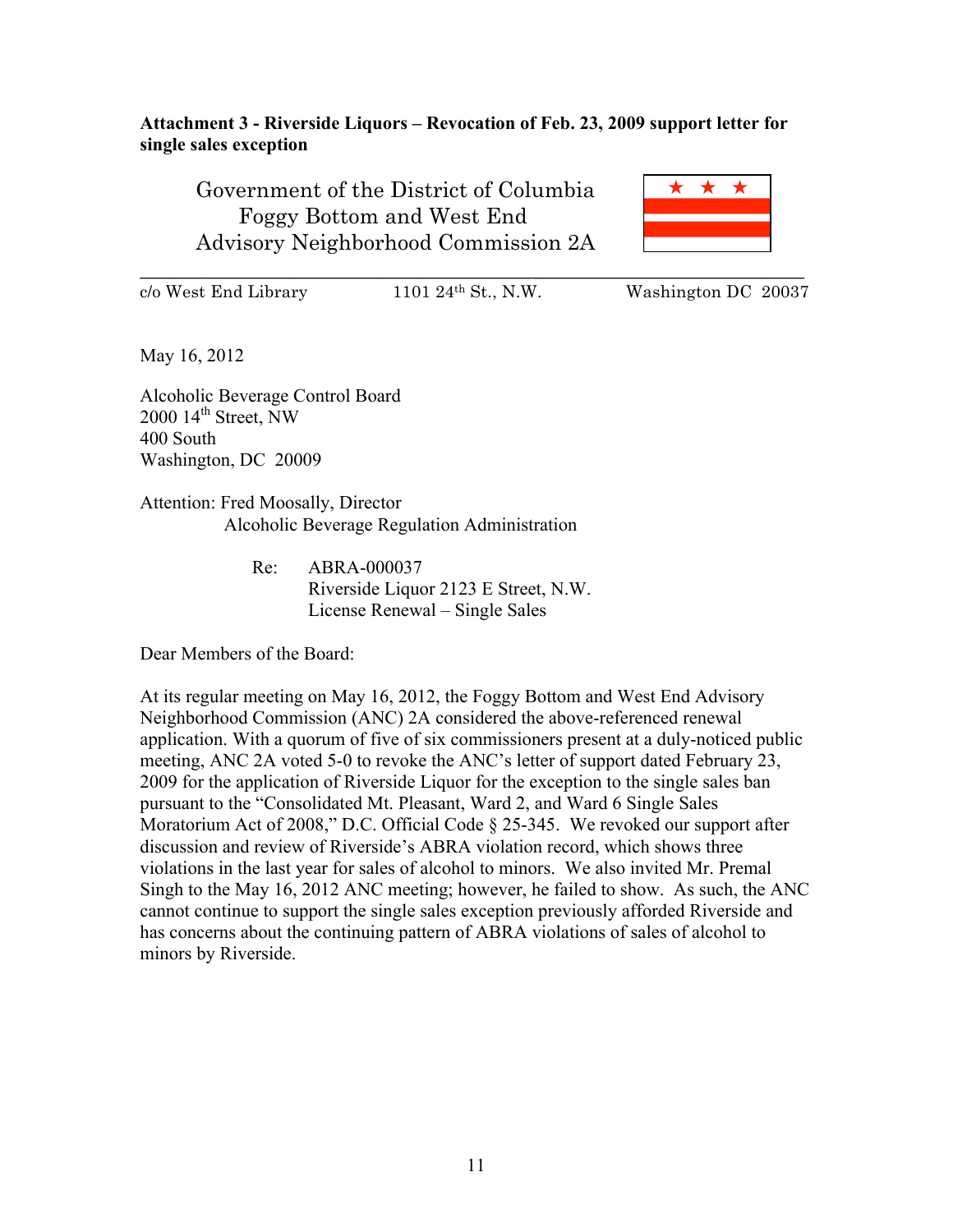**Attachment 3 - Riverside Liquors – Revocation of Feb. 23, 2009 support letter for single sales exception**

Government of the District of Columbia
Foggy Bottom and West End
Advisory Neighborhood Commission 2A

c/o West End Library  1101 24th St., N.W.  Washington DC 20037

May 16, 2012

Alcoholic Beverage Control Board
2000 14th Street, NW
400 South
Washington, DC 20009

Attention: Fred Moosally, Director
Alcoholic Beverage Regulation Administration

Re: ABRA-000037
Riverside Liquor 2123 E Street, N.W.
License Renewal – Single Sales

Dear Members of the Board:

At its regular meeting on May 16, 2012, the Foggy Bottom and West End Advisory Neighborhood Commission (ANC) 2A considered the above-referenced renewal application. With a quorum of five of six commissioners present at a duly-noticed public meeting, ANC 2A voted 5-0 to revoke the ANC's letter of support dated February 23, 2009 for the application of Riverside Liquor for the exception to the single sales ban pursuant to the "Consolidated Mt. Pleasant, Ward 2, and Ward 6 Single Sales Moratorium Act of 2008," D.C. Official Code § 25-345. We revoked our support after discussion and review of Riverside's ABRA violation record, which shows three violations in the last year for sales of alcohol to minors. We also invited Mr. Premal Singh to the May 16, 2012 ANC meeting; however, he failed to show. As such, the ANC cannot continue to support the single sales exception previously afforded Riverside and has concerns about the continuing pattern of ABRA violations of sales of alcohol to minors by Riverside.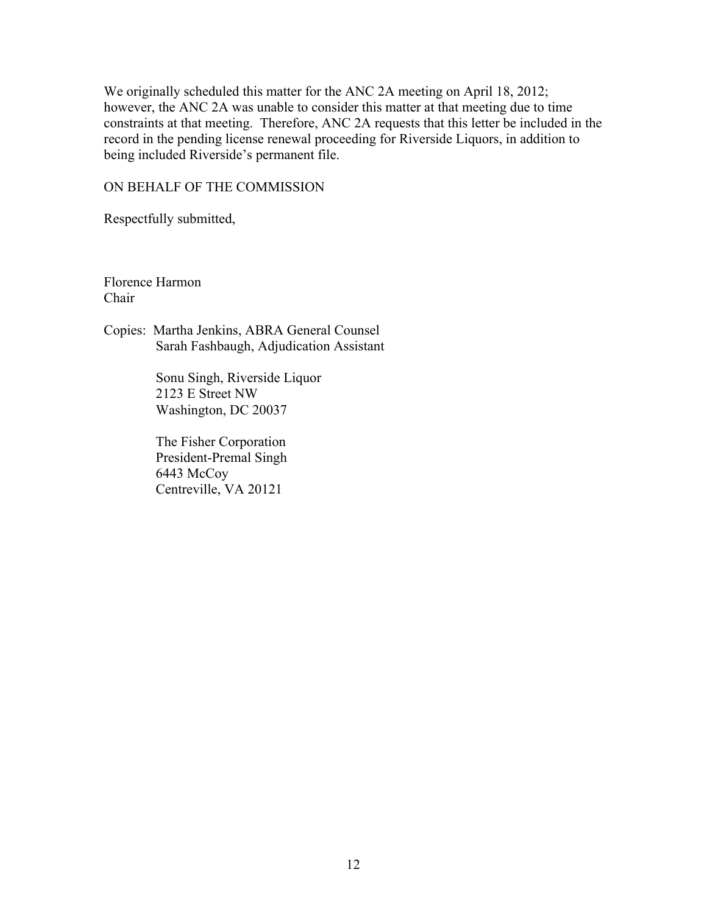We originally scheduled this matter for the ANC 2A meeting on April 18, 2012; however, the ANC 2A was unable to consider this matter at that meeting due to time constraints at that meeting. Therefore, ANC 2A requests that this letter be included in the record in the pending license renewal proceeding for Riverside Liquors, in addition to being included Riverside's permanent file.

ON BEHALF OF THE COMMISSION

Respectfully submitted,

Florence Harmon
Chair

Copies: Martha Jenkins, ABRA General Counsel
Sarah Fashbaugh, Adjudication Assistant

Sonu Singh, Riverside Liquor
2123 E Street NW
Washington, DC 20037

The Fisher Corporation
President-Premal Singh
6443 McCoy
Centreville, VA 20121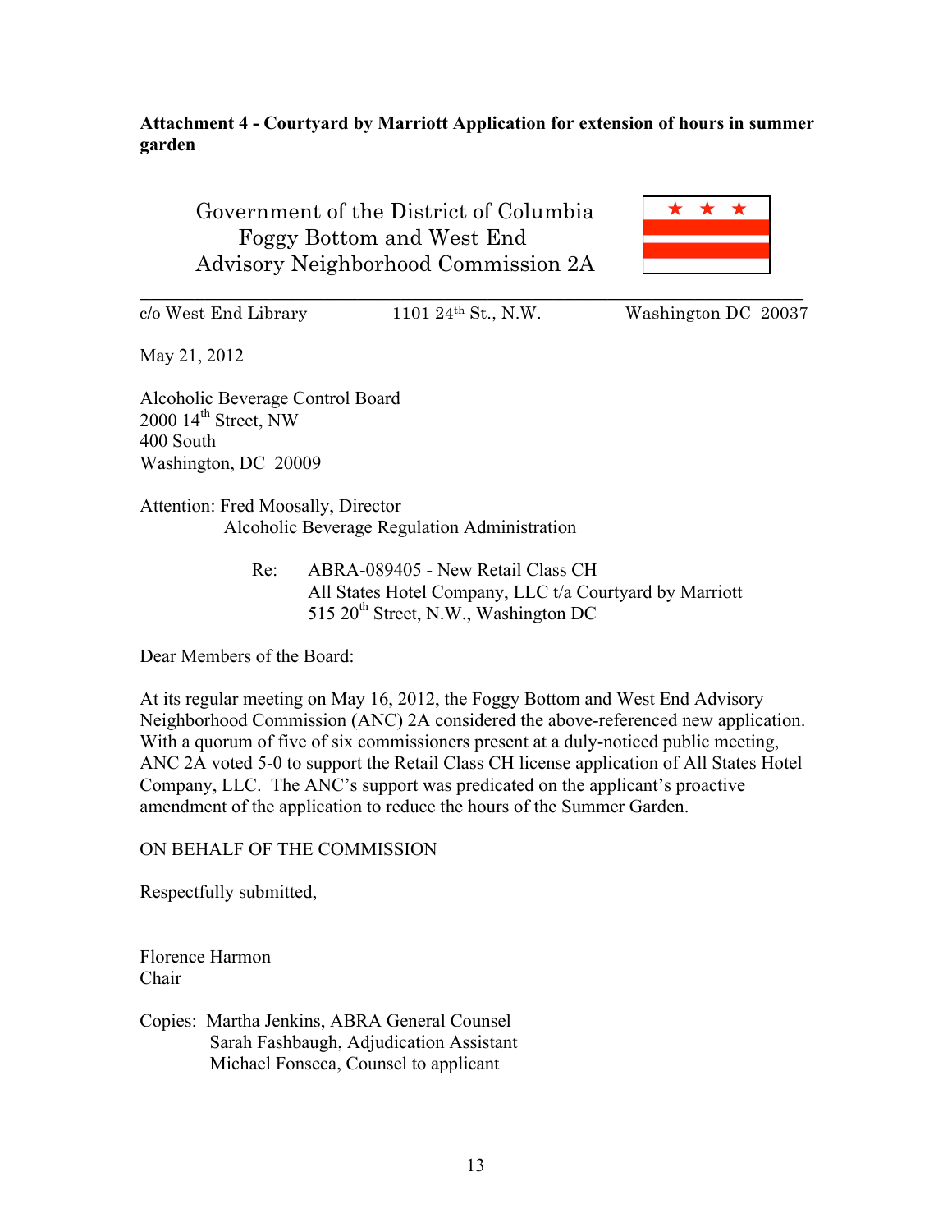**Attachment 4 - Courtyard by Marriott Application for extension of hours in summer garden**

Government of the District of Columbia
Foggy Bottom and West End
Advisory Neighborhood Commission 2A

c/o West End Library    1101 24th St., N.W.    Washington DC 20037

May 21, 2012

Alcoholic Beverage Control Board
2000 14th Street, NW
400 South
Washington, DC 20009

Attention: Fred Moosally, Director
Alcoholic Beverage Regulation Administration

Re: ABRA-089405 - New Retail Class CH
All States Hotel Company, LLC t/a Courtyard by Marriott
515 20th Street, N.W., Washington DC

Dear Members of the Board:

At its regular meeting on May 16, 2012, the Foggy Bottom and West End Advisory Neighborhood Commission (ANC) 2A considered the above-referenced new application. With a quorum of five of six commissioners present at a duly-noticed public meeting, ANC 2A voted 5-0 to support the Retail Class CH license application of All States Hotel Company, LLC. The ANC's support was predicated on the applicant's proactive amendment of the application to reduce the hours of the Summer Garden.

ON BEHALF OF THE COMMISSION

Respectfully submitted,

Florence Harmon
Chair

Copies: Martha Jenkins, ABRA General Counsel
Sarah Fashbaugh, Adjudication Assistant
Michael Fonseca, Counsel to applicant